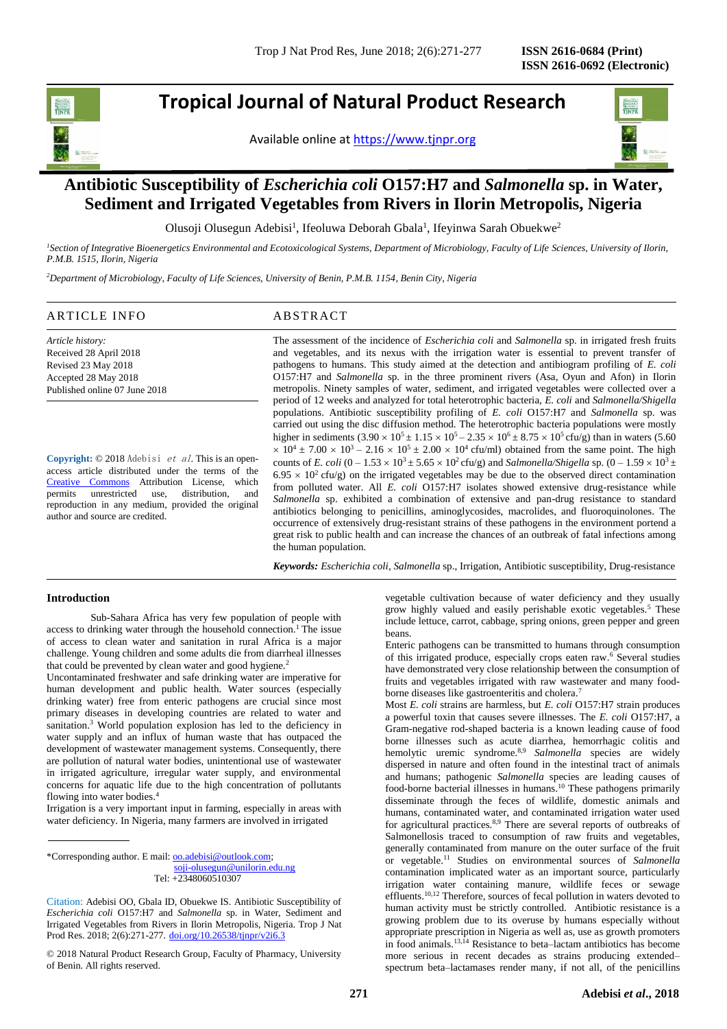# Tropical Journal of Natural Product Research

Available online at https://www.tjnpr.org

## Antibiotic Susceptibility of *Escherichia coli* O157:H7 and *Salmonella* sp. in Water, Sediment and Irrigated Vegetables from Rivers in Ilorin Metropolis, Nigeria

Olusoji Olusegun Adebisi[1], Ifeoluwa Deborah Gbala[1], Ifeyinwa Sarah Obuekwe[2]

[1]*Section of Integrative Bioenergetics Environmental and Ecotoxicological Systems, Department of Microbiology, Faculty of Life Sciences, University of Ilorin, P.M.B. 1515, Ilorin, Nigeria*

[2]*Department of Microbiology, Faculty of Life Sciences, University of Benin, P.M.B. 1154, Benin City, Nigeria*

### ARTICLE INFO

*Article history:*
Received 28 April 2018
Revised 23 May 2018
Accepted 28 May 2018
Published online 07 June 2018

**Copyright:** © 2018 Adebisi *et al*. This is an open-access article distributed under the terms of the Creative Commons Attribution License, which permits unrestricted use, distribution, and reproduction in any medium, provided the original author and source are credited.

### ABSTRACT

The assessment of the incidence of *Escherichia coli* and *Salmonella* sp. in irrigated fresh fruits and vegetables, and its nexus with the irrigation water is essential to prevent transfer of pathogens to humans. This study aimed at the detection and antibiogram profiling of *E. coli* O157:H7 and *Salmonella* sp. in the three prominent rivers (Asa, Oyun and Afon) in Ilorin metropolis. Ninety samples of water, sediment, and irrigated vegetables were collected over a period of 12 weeks and analyzed for total heterotrophic bacteria, *E. coli* and *Salmonella/Shigella* populations. Antibiotic susceptibility profiling of *E. coli* O157:H7 and *Salmonella* sp. was carried out using the disc diffusion method. The heterotrophic bacteria populations were mostly higher in sediments ($3.90 \times 10^5 \pm 1.15 \times 10^5 – 2.35 \times 10^6 \pm 8.75 \times 10^5$ cfu/g) than in waters ($5.60 \times 10^4 \pm 7.00 \times 10^3 – 2.16 \times 10^5 \pm 2.00 \times 10^4$ cfu/ml) obtained from the same point. The high counts of *E. coli* ($0 – 1.53 \times 10^3 \pm 5.65 \times 10^2$ cfu/g) and *Salmonella/Shigella* sp. ($0 – 1.59 \times 10^3 \pm 6.95 \times 10^2$ cfu/g) on the irrigated vegetables may be due to the observed direct contamination from polluted water. All *E. coli* O157:H7 isolates showed extensive drug-resistance while *Salmonella* sp. exhibited a combination of extensive and pan-drug resistance to standard antibiotics belonging to penicillins, aminoglycosides, macrolides, and fluoroquinolones. The occurrence of extensively drug-resistant strains of these pathogens in the environment portend a great risk to public health and can increase the chances of an outbreak of fatal infections among the human population.

***Keywords:*** *Escherichia coli*, *Salmonella* sp., Irrigation, Antibiotic susceptibility, Drug-resistance

## Introduction

Sub-Sahara Africa has very few population of people with access to drinking water through the household connection.[1] The issue of access to clean water and sanitation in rural Africa is a major challenge. Young children and some adults die from diarrheal illnesses that could be prevented by clean water and good hygiene.[2]

Uncontaminated freshwater and safe drinking water are imperative for human development and public health. Water sources (especially drinking water) free from enteric pathogens are crucial since most primary diseases in developing countries are related to water and sanitation.[3] World population explosion has led to the deficiency in water supply and an influx of human waste that has outpaced the development of wastewater management systems. Consequently, there are pollution of natural water bodies, unintentional use of wastewater in irrigated agriculture, irregular water supply, and environmental concerns for aquatic life due to the high concentration of pollutants flowing into water bodies.[4]

Irrigation is a very important input in farming, especially in areas with water deficiency. In Nigeria, many farmers are involved in irrigated vegetable cultivation because of water deficiency and they usually grow highly valued and easily perishable exotic vegetables.[5] These include lettuce, carrot, cabbage, spring onions, green pepper and green beans.

Enteric pathogens can be transmitted to humans through consumption of this irrigated produce, especially crops eaten raw.[6] Several studies have demonstrated very close relationship between the consumption of fruits and vegetables irrigated with raw wastewater and many food-borne diseases like gastroenteritis and cholera.[7]

Most *E. coli* strains are harmless, but *E. coli* O157:H7 strain produces a powerful toxin that causes severe illnesses. The *E. coli* O157:H7, a Gram-negative rod-shaped bacteria is a known leading cause of food borne illnesses such as acute diarrhea, hemorrhagic colitis and hemolytic uremic syndrome.[8,9] *Salmonella* species are widely dispersed in nature and often found in the intestinal tract of animals and humans; pathogenic *Salmonella* species are leading causes of food-borne bacterial illnesses in humans.[10] These pathogens primarily disseminate through the feces of wildlife, domestic animals and humans, contaminated water, and contaminated irrigation water used for agricultural practices.[8,9] There are several reports of outbreaks of Salmonellosis traced to consumption of raw fruits and vegetables, generally contaminated from manure on the outer surface of the fruit or vegetable.[11] Studies on environmental sources of *Salmonella* contamination implicated water as an important source, particularly irrigation water containing manure, wildlife feces or sewage effluents.[10,12] Therefore, sources of fecal pollution in waters devoted to human activity must be strictly controlled. Antibiotic resistance is a growing problem due to its overuse by humans especially without appropriate prescription in Nigeria as well as, use as growth promoters in food animals.[13,14] Resistance to beta–lactam antibiotics has become more serious in recent decades as strains producing extended–spectrum beta–lactamases render many, if not all, of the penicillins

*Corresponding author. E mail: oo.adebisi@outlook.com; soji-olusegun@unilorin.edu.ng
Tel: +2348060510307

Citation: Adebisi OO, Gbala ID, Obuekwe IS. Antibiotic Susceptibility of *Escherichia coli* O157:H7 and *Salmonella* sp. in Water, Sediment and Irrigated Vegetables from Rivers in Ilorin Metropolis, Nigeria. Trop J Nat Prod Res. 2018; 2(6):271-277. doi.org/10.26538/tjnpr/v2i6.3

© 2018 Natural Product Research Group, Faculty of Pharmacy, University of Benin. All rights reserved.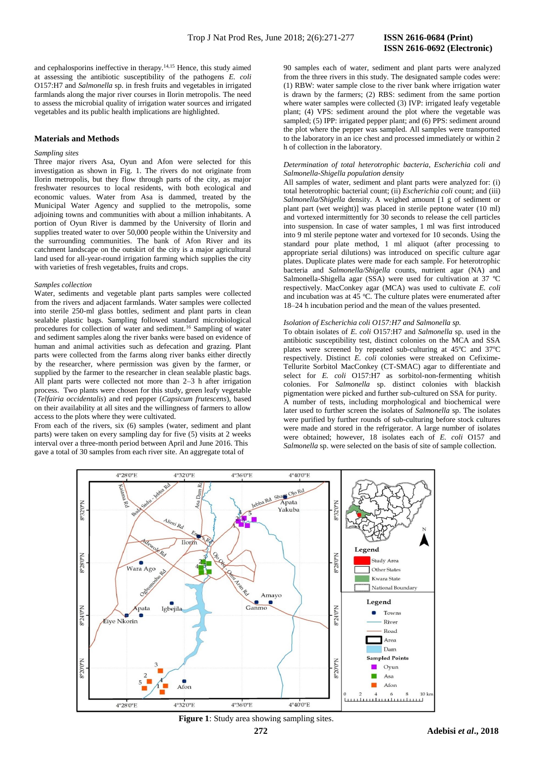and cephalosporins ineffective in therapy.[14,15] Hence, this study aimed at assessing the antibiotic susceptibility of the pathogens *E. coli* O157:H7 and *Salmonella* sp. in fresh fruits and vegetables in irrigated farmlands along the major river courses in Ilorin metropolis. The need to assess the microbial quality of irrigation water sources and irrigated vegetables and its public health implications are highlighted.

## Materials and Methods

*Sampling sites*

Three major rivers Asa, Oyun and Afon were selected for this investigation as shown in Fig. 1. The rivers do not originate from Ilorin metropolis, but they flow through parts of the city, as major freshwater resources to local residents, with both ecological and economic values. Water from Asa is dammed, treated by the Municipal Water Agency and supplied to the metropolis, some adjoining towns and communities with about a million inhabitants. A portion of Oyun River is dammed by the University of Ilorin and supplies treated water to over 50,000 people within the University and the surrounding communities. The bank of Afon River and its catchment landscape on the outskirt of the city is a major agricultural land used for all-year-round irrigation farming which supplies the city with varieties of fresh vegetables, fruits and crops.

*Samples collection*

Water, sediments and vegetable plant parts samples were collected from the rivers and adjacent farmlands. Water samples were collected into sterile 250-ml glass bottles, sediment and plant parts in clean sealable plastic bags. Sampling followed standard microbiological procedures for collection of water and sediment.[16] Sampling of water and sediment samples along the river banks were based on evidence of human and animal activities such as defecation and grazing. Plant parts were collected from the farms along river banks either directly by the researcher, where permission was given by the farmer, or supplied by the farmer to the researcher in clean sealable plastic bags. All plant parts were collected not more than 2–3 h after irrigation process. Two plants were chosen for this study, green leafy vegetable (*Telfairia occidentalis*) and red pepper (*Capsicum frutescens*), based on their availability at all sites and the willingness of farmers to allow access to the plots where they were cultivated.

From each of the rivers, six (6) samples (water, sediment and plant parts) were taken on every sampling day for five (5) visits at 2 weeks interval over a three-month period between April and June 2016. This gave a total of 30 samples from each river site. An aggregate total of 90 samples each of water, sediment and plant parts were analyzed from the three rivers in this study. The designated sample codes were: (1) RBW: water sample close to the river bank where irrigation water is drawn by the farmers; (2) RBS: sediment from the same portion where water samples were collected (3) IVP: irrigated leafy vegetable plant; (4) VPS: sediment around the plot where the vegetable was sampled; (5) IPP: irrigated pepper plant; and (6) PPS: sediment around the plot where the pepper was sampled. All samples were transported to the laboratory in an ice chest and processed immediately or within 2 h of collection in the laboratory.

*Determination of total heterotrophic bacteria, Escherichia coli and Salmonella-Shigella population density*

All samples of water, sediment and plant parts were analyzed for: (i) total heterotrophic bacterial count; (ii) *Escherichia coli* count; and (iii) *Salmonella/Shigella* density. A weighed amount [1 g of sediment or plant part (wet weight)] was placed in sterile peptone water (10 ml) and vortexed intermittently for 30 seconds to release the cell particles into suspension. In case of water samples, 1 ml was first introduced into 9 ml sterile peptone water and vortexed for 10 seconds. Using the standard pour plate method, 1 ml aliquot (after processing to appropriate serial dilutions) was introduced on specific culture agar plates. Duplicate plates were made for each sample. For heterotrophic bacteria and *Salmonella/Shigella* counts, nutrient agar (NA) and Salmonella-Shigella agar (SSA) were used for cultivation at 37 ºC respectively. MacConkey agar (MCA) was used to cultivate *E. coli* and incubation was at 45 ºC. The culture plates were enumerated after 18–24 h incubation period and the mean of the values presented.

*Isolation of Escherichia coli O157:H7 and Salmonella sp.*

To obtain isolates of *E. coli* O157:H7 and *Salmonella* sp. used in the antibiotic susceptibility test, distinct colonies on the MCA and SSA plates were screened by repeated sub-culturing at 45ºC and 37ºC respectively. Distinct *E. coli* colonies were streaked on Cefixime-Tellurite Sorbitol MacConkey (CT-SMAC) agar to differentiate and select for *E. coli* O157:H7 as sorbitol-non-fermenting whitish colonies. For *Salmonella* sp. distinct colonies with blackish pigmentation were picked and further sub-cultured on SSA for purity.

A number of tests, including morphological and biochemical were later used to further screen the isolates of *Salmonella* sp. The isolates were purified by further rounds of sub-culturing before stock cultures were made and stored in the refrigerator. A large number of isolates were obtained; however, 18 isolates each of *E. coli* O157 and *Salmonella* sp. were selected on the basis of site of sample collection.

**Figure 1**: Study area showing sampling sites.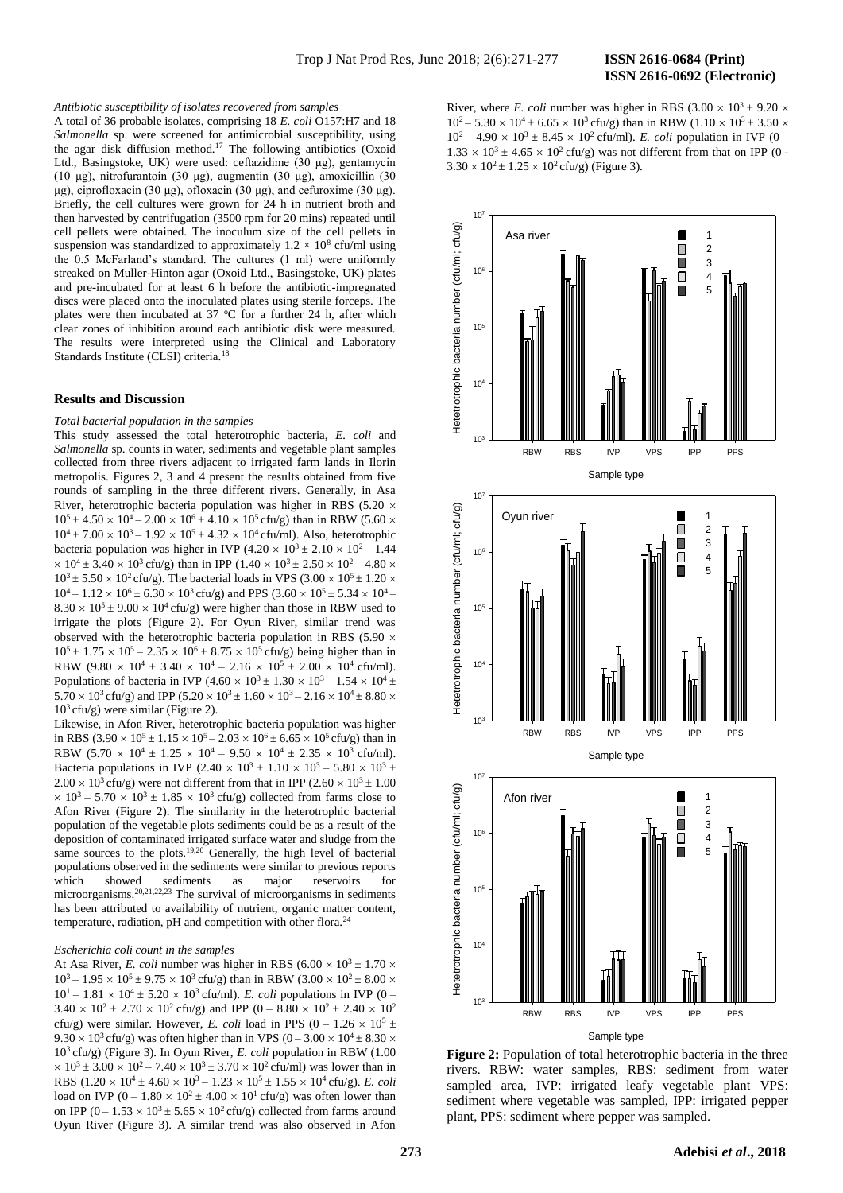*Antibiotic susceptibility of isolates recovered from samples*

A total of 36 probable isolates, comprising 18 *E. coli* O157:H7 and 18 *Salmonella* sp. were screened for antimicrobial susceptibility, using the agar disk diffusion method.[17] The following antibiotics (Oxoid Ltd., Basingstoke, UK) were used: ceftazidime (30 μg), gentamycin (10 μg), nitrofurantoin (30 μg), augmentin (30 μg), amoxicillin (30 μg), ciprofloxacin (30 μg), ofloxacin (30 μg), and cefuroxime (30 μg). Briefly, the cell cultures were grown for 24 h in nutrient broth and then harvested by centrifugation (3500 rpm for 20 mins) repeated until cell pellets were obtained. The inoculum size of the cell pellets in suspension was standardized to approximately $1.2 \times 10^8$ cfu/ml using the 0.5 McFarland's standard. The cultures (1 ml) were uniformly streaked on Muller-Hinton agar (Oxoid Ltd., Basingstoke, UK) plates and pre-incubated for at least 6 h before the antibiotic-impregnated discs were placed onto the inoculated plates using sterile forceps. The plates were then incubated at 37 °C for a further 24 h, after which clear zones of inhibition around each antibiotic disk were measured. The results were interpreted using the Clinical and Laboratory Standards Institute (CLSI) criteria.[18]

## Results and Discussion

*Total bacterial population in the samples*

This study assessed the total heterotrophic bacteria, *E. coli* and *Salmonella* sp. counts in water, sediments and vegetable plant samples collected from three rivers adjacent to irrigated farm lands in Ilorin metropolis. Figures 2, 3 and 4 present the results obtained from five rounds of sampling in the three different rivers. Generally, in Asa River, heterotrophic bacteria population was higher in RBS ($5.20 \times 10^5 \pm 4.50 \times 10^4 - 2.00 \times 10^6 \pm 4.10 \times 10^5$ cfu/g) than in RBW ($5.60 \times 10^4 \pm 3.40 \times 10^3$ cfu/g) than in RBW ($5.60 \times 10^4 \pm 7.00 \times 10^3 - 1.92 \times 10^5 \pm 4.32 \times 10^4$ cfu/ml). Also, heterotrophic bacteria population was higher in IVP ($4.20 \times 10^3 \pm 2.10 \times 10^2 - 1.44 \times 10^4 \pm 3.40 \times 10^3$ cfu/g) than in IPP ($1.40 \times 10^3 \pm 2.50 \times 10^2 - 4.80 \times 10^3 \pm 5.50 \times 10^2$ cfu/g). The bacterial loads in VPS ($3.00 \times 10^5 \pm 1.20 \times 10^4 - 1.12 \times 10^6 \pm 6.30 \times 10^3$ cfu/g) and PPS ($3.60 \times 10^5 \pm 5.34 \times 10^4 - 8.30 \times 10^5 \pm 9.00 \times 10^4$ cfu/g) were higher than those in RBW used to irrigate the plots (Figure 2). For Oyun River, similar trend was observed with the heterotrophic bacteria population in RBS ($5.90 \times 10^5 \pm 1.75 \times 10^5 - 2.35 \times 10^6 \pm 8.75 \times 10^5$ cfu/g) being higher than in RBW ($9.80 \times 10^4 \pm 3.40 \times 10^4 - 2.16 \times 10^5 \pm 2.00 \times 10^4$ cfu/ml). Populations of bacteria in IVP ($4.60 \times 10^3 \pm 1.30 \times 10^3 - 1.54 \times 10^4 \pm 5.70 \times 10^3$ cfu/g) and IPP ($5.20 \times 10^3 \pm 1.60 \times 10^3 - 2.16 \times 10^4 \pm 8.80 \times 10^3$ cfu/g) were similar (Figure 2).

Likewise, in Afon River, heterotrophic bacteria population was higher in RBS ($3.90 \times 10^5 \pm 1.15 \times 10^5 - 2.03 \times 10^6 \pm 6.65 \times 10^5$ cfu/g) than in RBW ($5.70 \times 10^4 \pm 1.25 \times 10^4 - 9.50 \times 10^4 \pm 2.35 \times 10^3$ cfu/ml). Bacteria populations in IVP ($2.40 \times 10^3 \pm 1.10 \times 10^3 - 5.80 \times 10^3 \pm 2.00 \times 10^3$ cfu/g) were not different from that in IPP ($2.60 \times 10^3 \pm 1.00 \times 10^3 - 5.70 \times 10^3 \pm 1.85 \times 10^3$ cfu/g) collected from farms close to Afon River (Figure 2). The similarity in the heterotrophic bacterial population of the vegetable plots sediments could be as a result of the deposition of contaminated irrigated surface water and sludge from the same sources to the plots.[19,20] Generally, the high level of bacterial populations observed in the sediments were similar to previous reports which showed sediments as major reservoirs for microorganisms.[20,21,22,23] The survival of microorganisms in sediments has been attributed to availability of nutrient, organic matter content, temperature, radiation, pH and competition with other flora.[24]

*Escherichia coli count in the samples*

At Asa River, *E. coli* number was higher in RBS ($6.00 \times 10^3 \pm 1.70 \times 10^3 - 1.95 \times 10^5 \pm 9.75 \times 10^3$ cfu/g) than in RBW ($3.00 \times 10^2 \pm 8.00 \times 10^1 - 1.81 \times 10^4 \pm 5.20 \times 10^3$ cfu/ml). *E. coli* populations in IVP ($0 - 3.40 \times 10^2 \pm 2.70 \times 10^2$ cfu/g) and IPP ($0 - 8.80 \times 10^2 \pm 2.40 \times 10^2$ cfu/g) were similar. However, *E. coli* load in PPS ($0 - 1.26 \times 10^5 \pm 9.30 \times 10^3$ cfu/g) was often higher than in VPS ($0 - 3.00 \times 10^4 \pm 8.30 \times 10^3$ cfu/g) (Figure 3). In Oyun River, *E. coli* population in RBW ($1.00 \times 10^3 \pm 3.00 \times 10^2 - 7.40 \times 10^3 \pm 3.70 \times 10^2$ cfu/ml) was lower than in RBS ($1.20 \times 10^4 \pm 4.60 \times 10^3 - 1.23 \times 10^5 \pm 1.55 \times 10^4$ cfu/g). *E. coli* load on IVP ($0 - 1.80 \times 10^2 \pm 4.00 \times 10^1$ cfu/g) was often lower than on IPP ($0 - 1.53 \times 10^3 \pm 5.65 \times 10^2$ cfu/g) collected from farms around Oyun River (Figure 3). A similar trend was also observed in Afon River, where *E. coli* number was higher in RBS ($3.00 \times 10^3 \pm 9.20 \times 10^2 - 5.30 \times 10^4 \pm 6.65 \times 10^3$ cfu/g) than in RBW ($1.10 \times 10^3 \pm 3.50 \times 10^2 - 4.90 \times 10^3 \pm 8.45 \times 10^2$ cfu/ml). *E. coli* population in IVP ($0 - 1.33 \times 10^3 \pm 4.65 \times 10^2$ cfu/g) was not different from that on IPP ($0 - 3.30 \times 10^2 \pm 1.25 \times 10^2$ cfu/g) (Figure 3).

**Figure 2:** Population of total heterotrophic bacteria in the three rivers. RBW: water samples, RBS: sediment from water sampled area, IVP: irrigated leafy vegetable plant VPS: sediment where vegetable was sampled, IPP: irrigated pepper plant, PPS: sediment where pepper was sampled.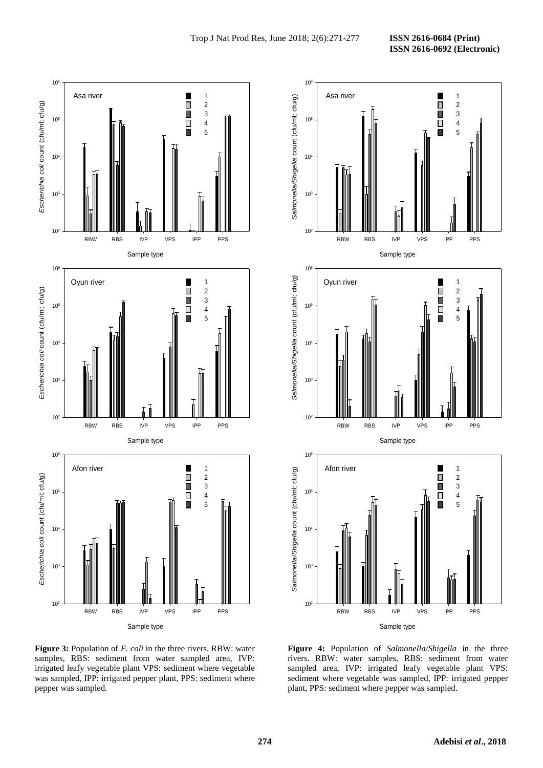**Figure 3:** Population of *E. coli* in the three rivers. RBW: water samples, RBS: sediment from water sampled area, IVP: irrigated leafy vegetable plant VPS: sediment where vegetable was sampled, IPP: irrigated pepper plant, PPS: sediment where pepper was sampled.

**Figure 4:** Population of *Salmonella/Shigella* in the three rivers. RBW: water samples, RBS: sediment from water sampled area, IVP: irrigated leafy vegetable plant VPS: sediment where vegetable was sampled, IPP: irrigated pepper plant, PPS: sediment where pepper was sampled.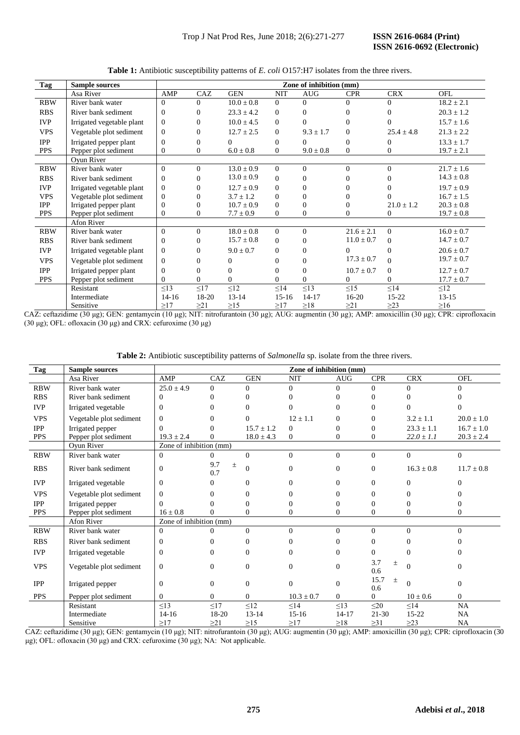**Table 1:** Antibiotic susceptibility patterns of *E. coli* O157:H7 isolates from the three rivers.

| Tag | Sample sources | Zone of inhibition (mm) | | | | | | | |
|---|---|---|---|---|---|---|---|---|---|
| | Asa River | AMP | CAZ | GEN | NIT | AUG | CPR | CRX | OFL |
| RBW | River bank water | 0 | 0 | 10.0 ± 0.8 | 0 | 0 | 0 | 0 | 18.2 ± 2.1 |
| RBS | River bank sediment | 0 | 0 | 23.3 ± 4.2 | 0 | 0 | 0 | 0 | 20.3 ± 1.2 |
| IVP | Irrigated vegetable plant | 0 | 0 | 10.0 ± 4.5 | 0 | 0 | 0 | 0 | 15.7 ± 1.6 |
| VPS | Vegetable plot sediment | 0 | 0 | 12.7 ± 2.5 | 0 | 9.3 ± 1.7 | 0 | 25.4 ± 4.8 | 21.3 ± 2.2 |
| IPP | Irrigated pepper plant | 0 | 0 | 0 | 0 | 0 | 0 | 0 | 13.3 ± 1.7 |
| PPS | Pepper plot sediment | 0 | 0 | 6.0 ± 0.8 | 0 | 9.0 ± 0.8 | 0 | 0 | 19.7 ± 2.1 |
| | Oyun River | | | | | | | | |
| RBW | River bank water | 0 | 0 | 13.0 ± 0.9 | 0 | 0 | 0 | 0 | 21.7 ± 1.6 |
| RBS | River bank sediment | 0 | 0 | 13.0 ± 0.9 | 0 | 0 | 0 | 0 | 14.3 ± 0.8 |
| IVP | Irrigated vegetable plant | 0 | 0 | 12.7 ± 0.9 | 0 | 0 | 0 | 0 | 19.7 ± 0.9 |
| VPS | Vegetable plot sediment | 0 | 0 | 3.7 ± 1.2 | 0 | 0 | 0 | 0 | 16.7 ± 1.5 |
| IPP | Irrigated pepper plant | 0 | 0 | 10.7 ± 0.9 | 0 | 0 | 0 | 21.0 ± 1.2 | 20.3 ± 0.8 |
| PPS | Pepper plot sediment | 0 | 0 | 7.7 ± 0.9 | 0 | 0 | 0 | 0 | 19.7 ± 0.8 |
| | Afon River | | | | | | | | |
| RBW | River bank water | 0 | 0 | 18.0 ± 0.8 | 0 | 0 | 21.6 ± 2.1 | 0 | 16.0 ± 0.7 |
| RBS | River bank sediment | 0 | 0 | 15.7 ± 0.8 | 0 | 0 | 11.0 ± 0.7 | 0 | 14.7 ± 0.7 |
| IVP | Irrigated vegetable plant | 0 | 0 | 9.0 ± 0.7 | 0 | 0 | 0 | 0 | 20.6 ± 0.7 |
| VPS | Vegetable plot sediment | 0 | 0 | 0 | 0 | 0 | 17.3 ± 0.7 | 0 | 19.7 ± 0.7 |
| IPP | Irrigated pepper plant | 0 | 0 | 0 | 0 | 0 | 10.7 ± 0.7 | 0 | 12.7 ± 0.7 |
| PPS | Pepper plot sediment | 0 | 0 | 0 | 0 | 0 | 0 | 0 | 17.7 ± 0.7 |
| | Resistant | ≤13 | ≤17 | ≤12 | ≤14 | ≤13 | ≤15 | ≤14 | ≤12 |
| | Intermediate | 14-16 | 18-20 | 13-14 | 15-16 | 14-17 | 16-20 | 15-22 | 13-15 |
| | Sensitive | ≥17 | ≥21 | ≥15 | ≥17 | ≥18 | ≥21 | ≥23 | ≥16 |

CAZ: ceftazidime (30 µg); GEN: gentamycin (10 µg); NIT: nitrofurantoin (30 µg); AUG: augmentin (30 µg); AMP: amoxicillin (30 µg); CPR: ciprofloxacin (30 µg); OFL: ofloxacin (30 µg) and CRX: cefuroxime (30 µg)

**Table 2:** Antibiotic susceptibility patterns of *Salmonella* sp. isolate from the three rivers.

| Tag | Sample sources | Zone of inhibition (mm) | | | | | | | |
|---|---|---|---|---|---|---|---|---|---|
| | Asa River | AMP | CAZ | GEN | NIT | AUG | CPR | CRX | OFL |
| RBW | River bank water | 25.0 ± 4.9 | 0 | 0 | 0 | 0 | 0 | 0 | 0 |
| RBS | River bank sediment | 0 | 0 | 0 | 0 | 0 | 0 | 0 | 0 |
| IVP | Irrigated vegetable | 0 | 0 | 0 | 0 | 0 | 0 | 0 | 0 |
| VPS | Vegetable plot sediment | 0 | 0 | 0 | 12 ± 1.1 | 0 | 0 | 3.2 ± 1.1 | 20.0 ± 1.0 |
| IPP | Irrigated pepper | 0 | 0 | 15.7 ± 1.2 | 0 | 0 | 0 | 23.3 ± 1.1 | 16.7 ± 1.0 |
| PPS | Pepper plot sediment | 19.3 ± 2.4 | 0 | 18.0 ± 4.3 | 0 | 0 | 0 | *22.0 ± 1.1* | 20.3 ± 2.4 |
| | Oyun River | Zone of inhibition (mm) | | | | | | | |
| RBW | River bank water | 0 | 0 | 0 | 0 | 0 | 0 | 0 | 0 |
| RBS | River bank sediment | 0 | 9.7 ± 0.7 | 0 | 0 | 0 | 0 | 16.3 ± 0.8 | 11.7 ± 0.8 |
| IVP | Irrigated vegetable | 0 | 0 | 0 | 0 | 0 | 0 | 0 | 0 |
| VPS | Vegetable plot sediment | 0 | 0 | 0 | 0 | 0 | 0 | 0 | 0 |
| IPP | Irrigated pepper | 0 | 0 | 0 | 0 | 0 | 0 | 0 | 0 |
| PPS | Pepper plot sediment | 16 ± 0.8 | 0 | 0 | 0 | 0 | 0 | 0 | 0 |
| | Afon River | Zone of inhibition (mm) | | | | | | | |
| RBW | River bank water | 0 | 0 | 0 | 0 | 0 | 0 | 0 | 0 |
| RBS | River bank sediment | 0 | 0 | 0 | 0 | 0 | 0 | 0 | 0 |
| IVP | Irrigated vegetable | 0 | 0 | 0 | 0 | 0 | 0 | 0 | 0 |
| VPS | Vegetable plot sediment | 0 | 0 | 0 | 0 | 0 | 3.7 ± 0.6 | 0 | 0 |
| IPP | Irrigated pepper | 0 | 0 | 0 | 0 | 0 | 15.7 ± 0.6 | 0 | 0 |
| PPS | Pepper plot sediment | 0 | 0 | 0 | 10.3 ± 0.7 | 0 | 0 | 10 ± 0.6 | 0 |
| | Resistant | ≤13 | ≤17 | ≤12 | ≤14 | ≤13 | ≤20 | ≤14 | NA |
| | Intermediate | 14-16 | 18-20 | 13-14 | 15-16 | 14-17 | 21-30 | 15-22 | NA |
| | Sensitive | ≥17 | ≥21 | ≥15 | ≥17 | ≥18 | ≥31 | ≥23 | NA |

CAZ: ceftazidime (30 µg); GEN: gentamycin (10 µg); NIT: nitrofurantoin (30 µg); AUG: augmentin (30 µg); AMP: amoxicillin (30 µg); CPR: ciprofloxacin (30 µg); OFL: ofloxacin (30 µg) and CRX: cefuroxime (30 µg); NA: Not applicable.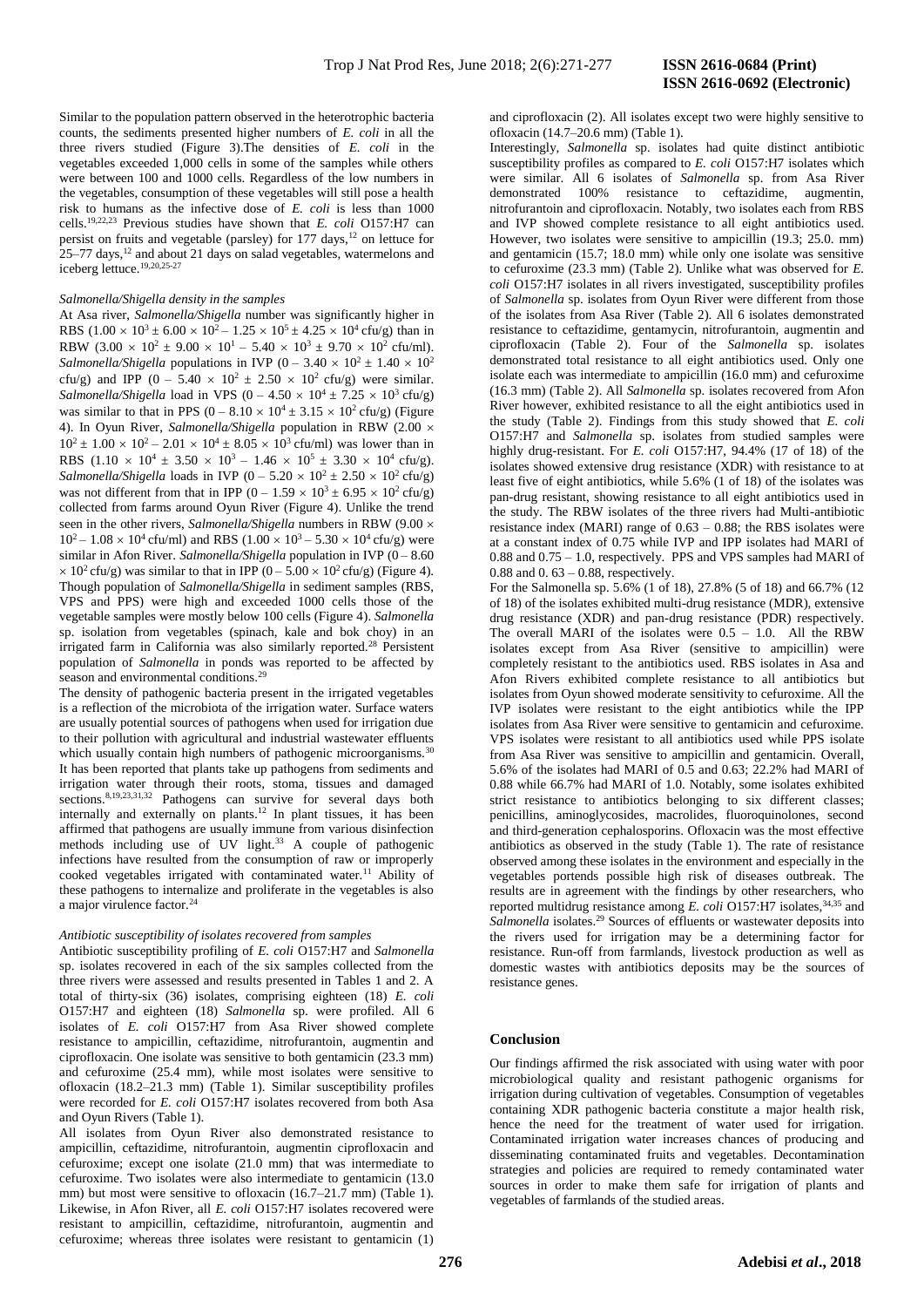Similar to the population pattern observed in the heterotrophic bacteria counts, the sediments presented higher numbers of *E. coli* in all the three rivers studied (Figure 3).The densities of *E. coli* in the vegetables exceeded 1,000 cells in some of the samples while others were between 100 and 1000 cells. Regardless of the low numbers in the vegetables, consumption of these vegetables will still pose a health risk to humans as the infective dose of *E. coli* is less than 1000 cells.[19,22,23] Previous studies have shown that *E. coli* O157:H7 can persist on fruits and vegetable (parsley) for 177 days,[12] on lettuce for 25–77 days,[12] and about 21 days on salad vegetables, watermelons and iceberg lettuce.[19,20,25-27]

*Salmonella/Shigella density in the samples*

At Asa river, *Salmonella/Shigella* number was significantly higher in RBS ($1.00 \times 10^3 \pm 6.00 \times 10^2 – 1.25 \times 10^5 \pm 4.25 \times 10^4$ cfu/g) than in RBW ($3.00 \times 10^2 \pm 9.00 \times 10^1 – 5.40 \times 10^3 \pm 9.70 \times 10^2$ cfu/ml). *Salmonella/Shigella* populations in IVP ($0 – 3.40 \times 10^2 \pm 1.40 \times 10^2$ cfu/g) and IPP ($0 – 5.40 \times 10^2 \pm 2.50 \times 10^2$ cfu/g) were similar. *Salmonella/Shigella* load in VPS ($0 – 4.50 \times 10^4 \pm 7.25 \times 10^3$ cfu/g) was similar to that in PPS ($0 – 8.10 \times 10^4 \pm 3.15 \times 10^2$ cfu/g) (Figure 4). In Oyun River, *Salmonella/Shigella* population in RBW ($2.00 \times 10^2 \pm 1.00 \times 10^2 – 2.01 \times 10^4 \pm 8.05 \times 10^3$ cfu/ml) was lower than in RBS ($1.10 \times 10^4 \pm 3.50 \times 10^3 – 1.46 \times 10^5 \pm 3.30 \times 10^4$ cfu/g). *Salmonella/Shigella* loads in IVP ($0 – 5.20 \times 10^2 \pm 2.50 \times 10^2$ cfu/g) was not different from that in IPP ($0 – 1.59 \times 10^3 \pm 6.95 \times 10^2$ cfu/g) collected from farms around Oyun River (Figure 4). Unlike the trend seen in the other rivers, *Salmonella/Shigella* numbers in RBW ($9.00 \times 10^2 – 1.08 \times 10^4$ cfu/ml) and RBS ($1.00 \times 10^3 – 5.30 \times 10^4$ cfu/g) were similar in Afon River. *Salmonella/Shigella* population in IVP ($0 – 8.60 \times 10^2$ cfu/g) was similar to that in IPP ($0 – 5.00 \times 10^2$ cfu/g) (Figure 4). Though population of *Salmonella/Shigella* in sediment samples (RBS, VPS and PPS) were high and exceeded 1000 cells those of the vegetable samples were mostly below 100 cells (Figure 4). *Salmonella* sp. isolation from vegetables (spinach, kale and bok choy) in an irrigated farm in California was also similarly reported.[28] Persistent population of *Salmonella* in ponds was reported to be affected by season and environmental conditions.[29]

The density of pathogenic bacteria present in the irrigated vegetables is a reflection of the microbiota of the irrigation water. Surface waters are usually potential sources of pathogens when used for irrigation due to their pollution with agricultural and industrial wastewater effluents which usually contain high numbers of pathogenic microorganisms.[30] It has been reported that plants take up pathogens from sediments and irrigation water through their roots, stoma, tissues and damaged sections.[8,19,23,31,32] Pathogens can survive for several days both internally and externally on plants.[12] In plant tissues, it has been affirmed that pathogens are usually immune from various disinfection methods including use of UV light.[33] A couple of pathogenic infections have resulted from the consumption of raw or improperly cooked vegetables irrigated with contaminated water.[11] Ability of these pathogens to internalize and proliferate in the vegetables is also a major virulence factor.[24]

*Antibiotic susceptibility of isolates recovered from samples*

Antibiotic susceptibility profiling of *E. coli* O157:H7 and *Salmonella* sp. isolates recovered in each of the six samples collected from the three rivers were assessed and results presented in Tables 1 and 2. A total of thirty-six (36) isolates, comprising eighteen (18) *E. coli* O157:H7 and eighteen (18) *Salmonella* sp. were profiled. All 6 isolates of *E. coli* O157:H7 from Asa River showed complete resistance to ampicillin, ceftazidime, nitrofurantoin, augmentin and ciprofloxacin. One isolate was sensitive to both gentamicin (23.3 mm) and cefuroxime (25.4 mm), while most isolates were sensitive to ofloxacin (18.2–21.3 mm) (Table 1). Similar susceptibility profiles were recorded for *E. coli* O157:H7 isolates recovered from both Asa and Oyun Rivers (Table 1).

All isolates from Oyun River also demonstrated resistance to ampicillin, ceftazidime, nitrofurantoin, augmentin ciprofloxacin and cefuroxime; except one isolate (21.0 mm) that was intermediate to cefuroxime. Two isolates were also intermediate to gentamicin (13.0 mm) but most were sensitive to ofloxacin (16.7–21.7 mm) (Table 1). Likewise, in Afon River, all *E. coli* O157:H7 isolates recovered were resistant to ampicillin, ceftazidime, nitrofurantoin, augmentin and cefuroxime; whereas three isolates were resistant to gentamicin (1) and ciprofloxacin (2). All isolates except two were highly sensitive to ofloxacin (14.7–20.6 mm) (Table 1).

Interestingly, *Salmonella* sp. isolates had quite distinct antibiotic susceptibility profiles as compared to *E. coli* O157:H7 isolates which were similar. All 6 isolates of *Salmonella* sp. from Asa River demonstrated 100% resistance to ceftazidime, augmentin, nitrofurantoin and ciprofloxacin. Notably, two isolates each from RBS and IVP showed complete resistance to all eight antibiotics used. However, two isolates were sensitive to ampicillin (19.3; 25.0. mm) and gentamicin (15.7; 18.0 mm) while only one isolate was sensitive to cefuroxime (23.3 mm) (Table 2). Unlike what was observed for *E. coli* O157:H7 isolates in all rivers investigated, susceptibility profiles of *Salmonella* sp. isolates from Oyun River were different from those of the isolates from Asa River (Table 2). All 6 isolates demonstrated resistance to ceftazidime, gentamycin, nitrofurantoin, augmentin and ciprofloxacin (Table 2). Four of the *Salmonella* sp. isolates demonstrated total resistance to all eight antibiotics used. Only one isolate each was intermediate to ampicillin (16.0 mm) and cefuroxime (16.3 mm) (Table 2). All *Salmonella* sp. isolates recovered from Afon River however, exhibited resistance to all the eight antibiotics used in the study (Table 2). Findings from this study showed that *E. coli* O157:H7 and *Salmonella* sp. isolates from studied samples were highly drug-resistant. For *E. coli* O157:H7, 94.4% (17 of 18) of the isolates showed extensive drug resistance (XDR) with resistance to at least five of eight antibiotics, while 5.6% (1 of 18) of the isolates was pan-drug resistant, showing resistance to all eight antibiotics used in the study. The RBW isolates of the three rivers had Multi-antibiotic resistance index (MARI) range of 0.63 – 0.88; the RBS isolates were at a constant index of 0.75 while IVP and IPP isolates had MARI of 0.88 and 0.75 – 1.0, respectively. PPS and VPS samples had MARI of 0.88 and 0. 63 – 0.88, respectively.

For the Salmonella sp. 5.6% (1 of 18), 27.8% (5 of 18) and 66.7% (12 of 18) of the isolates exhibited multi-drug resistance (MDR), extensive drug resistance (XDR) and pan-drug resistance (PDR) respectively. The overall MARI of the isolates were 0.5 – 1.0. All the RBW isolates except from Asa River (sensitive to ampicillin) were completely resistant to the antibiotics used. RBS isolates in Asa and Afon Rivers exhibited complete resistance to all antibiotics but isolates from Oyun showed moderate sensitivity to cefuroxime. All the IVP isolates were resistant to the eight antibiotics while the IPP isolates from Asa River were sensitive to gentamicin and cefuroxime. VPS isolates were resistant to all antibiotics used while PPS isolate from Asa River was sensitive to ampicillin and gentamicin. Overall, 5.6% of the isolates had MARI of 0.5 and 0.63; 22.2% had MARI of 0.88 while 66.7% had MARI of 1.0. Notably, some isolates exhibited strict resistance to antibiotics belonging to six different classes; penicillins, aminoglycosides, macrolides, fluoroquinolones, second and third-generation cephalosporins. Ofloxacin was the most effective antibiotics as observed in the study (Table 1). The rate of resistance observed among these isolates in the environment and especially in the vegetables portends possible high risk of diseases outbreak. The results are in agreement with the findings by other researchers, who reported multidrug resistance among *E. coli* O157:H7 isolates,[34,35] and *Salmonella* isolates.[29] Sources of effluents or wastewater deposits into the rivers used for irrigation may be a determining factor for resistance. Run-off from farmlands, livestock production as well as domestic wastes with antibiotics deposits may be the sources of resistance genes.

## Conclusion

Our findings affirmed the risk associated with using water with poor microbiological quality and resistant pathogenic organisms for irrigation during cultivation of vegetables. Consumption of vegetables containing XDR pathogenic bacteria constitute a major health risk, hence the need for the treatment of water used for irrigation. Contaminated irrigation water increases chances of producing and disseminating contaminated fruits and vegetables. Decontamination strategies and policies are required to remedy contaminated water sources in order to make them safe for irrigation of plants and vegetables of farmlands of the studied areas.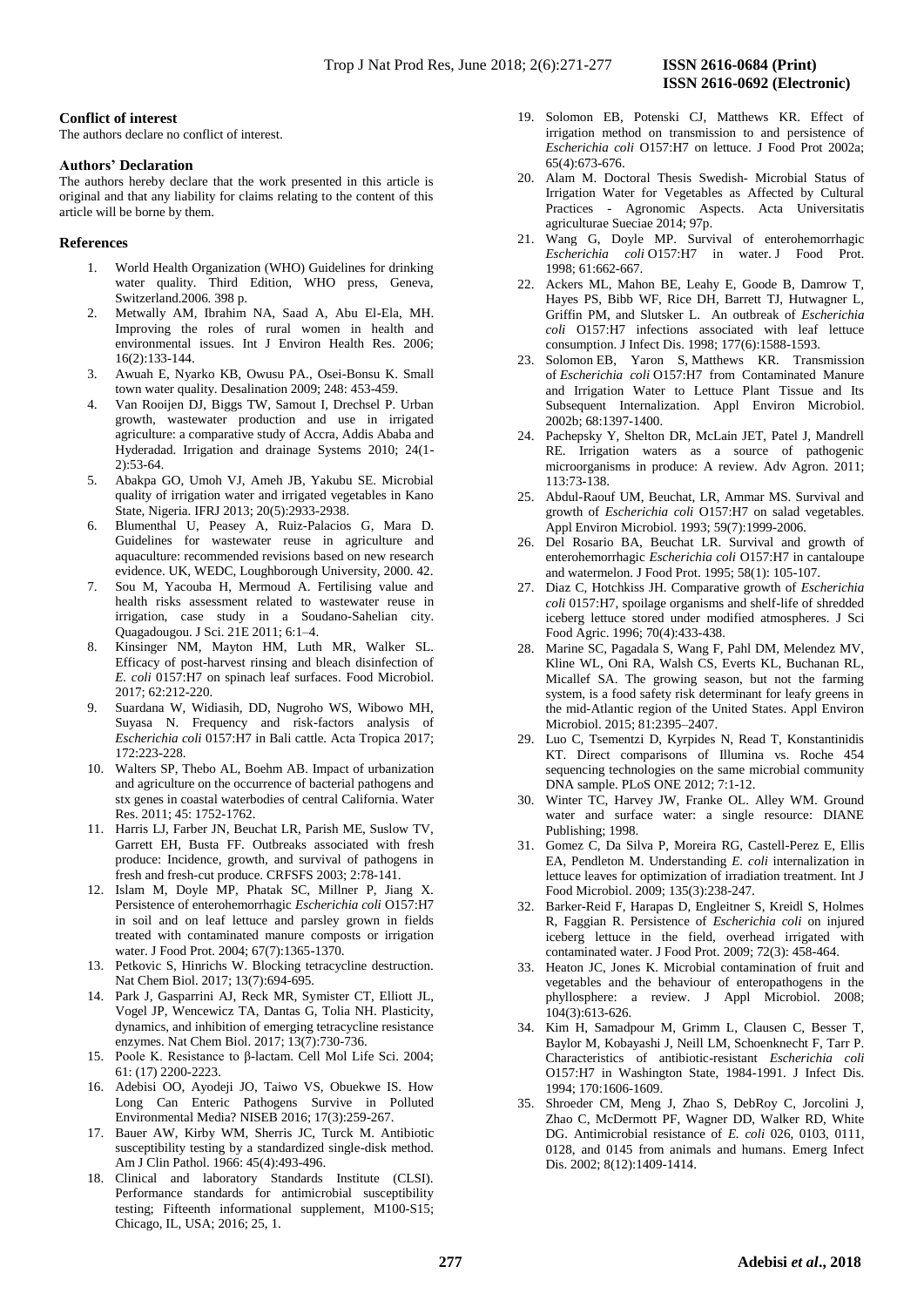### Conflict of interest

The authors declare no conflict of interest.

### Authors' Declaration

The authors hereby declare that the work presented in this article is original and that any liability for claims relating to the content of this article will be borne by them.

### References

1. World Health Organization (WHO) Guidelines for drinking water quality. Third Edition, WHO press, Geneva, Switzerland.2006. 398 p.
2. Metwally AM, Ibrahim NA, Saad A, Abu El-Ela, MH. Improving the roles of rural women in health and environmental issues. Int J Environ Health Res. 2006; 16(2):133-144.
3. Awuah E, Nyarko KB, Owusu PA., Osei-Bonsu K. Small town water quality. Desalination 2009; 248: 453-459.
4. Van Rooijen DJ, Biggs TW, Samout I, Drechsel P. Urban growth, wastewater production and use in irrigated agriculture: a comparative study of Accra, Addis Ababa and Hyderadad. Irrigation and drainage Systems 2010; 24(1-2):53-64.
5. Abakpa GO, Umoh VJ, Ameh JB, Yakubu SE. Microbial quality of irrigation water and irrigated vegetables in Kano State, Nigeria. IFRJ 2013; 20(5):2933-2938.
6. Blumenthal U, Peasey A, Ruiz-Palacios G, Mara D. Guidelines for wastewater reuse in agriculture and aquaculture: recommended revisions based on new research evidence. UK, WEDC, Loughborough University, 2000. 42.
7. Sou M, Yacouba H, Mermoud A. Fertilising value and health risks assessment related to wastewater reuse in irrigation, case study in a Soudano-Sahelian city. Quagadougou. J Sci. 21E 2011; 6:1–4.
8. Kinsinger NM, Mayton HM, Luth MR, Walker SL. Efficacy of post-harvest rinsing and bleach disinfection of *E. coli* 0157:H7 on spinach leaf surfaces. Food Microbiol. 2017; 62:212-220.
9. Suardana W, Widiasih, DD, Nugroho WS, Wibowo MH, Suyasa N. Frequency and risk-factors analysis of *Escherichia coli* 0157:H7 in Bali cattle. Acta Tropica 2017; 172:223-228.
10. Walters SP, Thebo AL, Boehm AB. Impact of urbanization and agriculture on the occurrence of bacterial pathogens and stx genes in coastal waterbodies of central California. Water Res. 2011; 45: 1752-1762.
11. Harris LJ, Farber JN, Beuchat LR, Parish ME, Suslow TV, Garrett EH, Busta FF. Outbreaks associated with fresh produce: Incidence, growth, and survival of pathogens in fresh and fresh-cut produce. CRFSFS 2003; 2:78-141.
12. Islam M, Doyle MP, Phatak SC, Millner P, Jiang X. Persistence of enterohemorrhagic *Escherichia coli* O157:H7 in soil and on leaf lettuce and parsley grown in fields treated with contaminated manure composts or irrigation water. J Food Prot. 2004; 67(7):1365-1370.
13. Petkovic S, Hinrichs W. Blocking tetracycline destruction. Nat Chem Biol. 2017; 13(7):694-695.
14. Park J, Gasparrini AJ, Reck MR, Symister CT, Elliott JL, Vogel JP, Wencewicz TA, Dantas G, Tolia NH. Plasticity, dynamics, and inhibition of emerging tetracycline resistance enzymes. Nat Chem Biol. 2017; 13(7):730-736.
15. Poole K. Resistance to β-lactam. Cell Mol Life Sci. 2004; 61: (17) 2200-2223.
16. Adebisi OO, Ayodeji JO, Taiwo VS, Obuekwe IS. How Long Can Enteric Pathogens Survive in Polluted Environmental Media? NISEB 2016; 17(3):259-267.
17. Bauer AW, Kirby WM, Sherris JC, Turck M. Antibiotic susceptibility testing by a standardized single-disk method. Am J Clin Pathol. 1966: 45(4):493-496.
18. Clinical and laboratory Standards Institute (CLSI). Performance standards for antimicrobial susceptibility testing; Fifteenth informational supplement, M100-S15; Chicago, IL, USA; 2016; 25, 1.
19. Solomon EB, Potenski CJ, Matthews KR. Effect of irrigation method on transmission to and persistence of *Escherichia coli* O157:H7 on lettuce. J Food Prot 2002a; 65(4):673-676.
20. Alam M. Doctoral Thesis Swedish- Microbial Status of Irrigation Water for Vegetables as Affected by Cultural Practices - Agronomic Aspects. Acta Universitatis agriculturae Sueciae 2014; 97p.
21. Wang G, Doyle MP. Survival of enterohemorrhagic *Escherichia coli* O157:H7 in water. J Food Prot. 1998; 61:662-667.
22. Ackers ML, Mahon BE, Leahy E, Goode B, Damrow T, Hayes PS, Bibb WF, Rice DH, Barrett TJ, Hutwagner L, Griffin PM, and Slutsker L. An outbreak of *Escherichia coli* O157:H7 infections associated with leaf lettuce consumption. J Infect Dis. 1998; 177(6):1588-1593.
23. Solomon EB, Yaron S, Matthews KR. Transmission of *Escherichia coli* O157:H7 from Contaminated Manure and Irrigation Water to Lettuce Plant Tissue and Its Subsequent Internalization. Appl Environ Microbiol. 2002b; 68:1397-1400.
24. Pachepsky Y, Shelton DR, McLain JET, Patel J, Mandrell RE. Irrigation waters as a source of pathogenic microorganisms in produce: A review. Adv Agron. 2011; 113:73-138.
25. Abdul-Raouf UM, Beuchat, LR, Ammar MS. Survival and growth of *Escherichia coli* O157:H7 on salad vegetables. Appl Environ Microbiol. 1993; 59(7):1999-2006.
26. Del Rosario BA, Beuchat LR. Survival and growth of enterohemorrhagic *Escherichia coli* O157:H7 in cantaloupe and watermelon. J Food Prot. 1995; 58(1): 105-107.
27. Diaz C, Hotchkiss JH. Comparative growth of *Escherichia coli* 0157:H7, spoilage organisms and shelf-life of shredded iceberg lettuce stored under modified atmospheres. J Sci Food Agric. 1996; 70(4):433-438.
28. Marine SC, Pagadala S, Wang F, Pahl DM, Melendez MV, Kline WL, Oni RA, Walsh CS, Everts KL, Buchanan RL, Micallef SA. The growing season, but not the farming system, is a food safety risk determinant for leafy greens in the mid-Atlantic region of the United States. Appl Environ Microbiol. 2015; 81:2395–2407.
29. Luo C, Tsementzi D, Kyrpides N, Read T, Konstantinidis KT. Direct comparisons of Illumina vs. Roche 454 sequencing technologies on the same microbial community DNA sample. PLoS ONE 2012; 7:1-12.
30. Winter TC, Harvey JW, Franke OL. Alley WM. Ground water and surface water: a single resource: DIANE Publishing; 1998.
31. Gomez C, Da Silva P, Moreira RG, Castell-Perez E, Ellis EA, Pendleton M. Understanding *E. coli* internalization in lettuce leaves for optimization of irradiation treatment. Int J Food Microbiol. 2009; 135(3):238-247.
32. Barker-Reid F, Harapas D, Engleitner S, Kreidl S, Holmes R, Faggian R. Persistence of *Escherichia coli* on injured iceberg lettuce in the field, overhead irrigated with contaminated water. J Food Prot. 2009; 72(3): 458-464.
33. Heaton JC, Jones K. Microbial contamination of fruit and vegetables and the behaviour of enteropathogens in the phyllosphere: a review. J Appl Microbiol. 2008; 104(3):613-626.
34. Kim H, Samadpour M, Grimm L, Clausen C, Besser T, Baylor M, Kobayashi J, Neill LM, Schoenknecht F, Tarr P. Characteristics of antibiotic-resistant *Escherichia coli* O157:H7 in Washington State, 1984-1991. J Infect Dis. 1994; 170:1606-1609.
35. Shroeder CM, Meng J, Zhao S, DebRoy C, Jorcolini J, Zhao C, McDermott PF, Wagner DD, Walker RD, White DG. Antimicrobial resistance of *E. coli* 026, 0103, 0111, 0128, and 0145 from animals and humans. Emerg Infect Dis. 2002; 8(12):1409-1414.